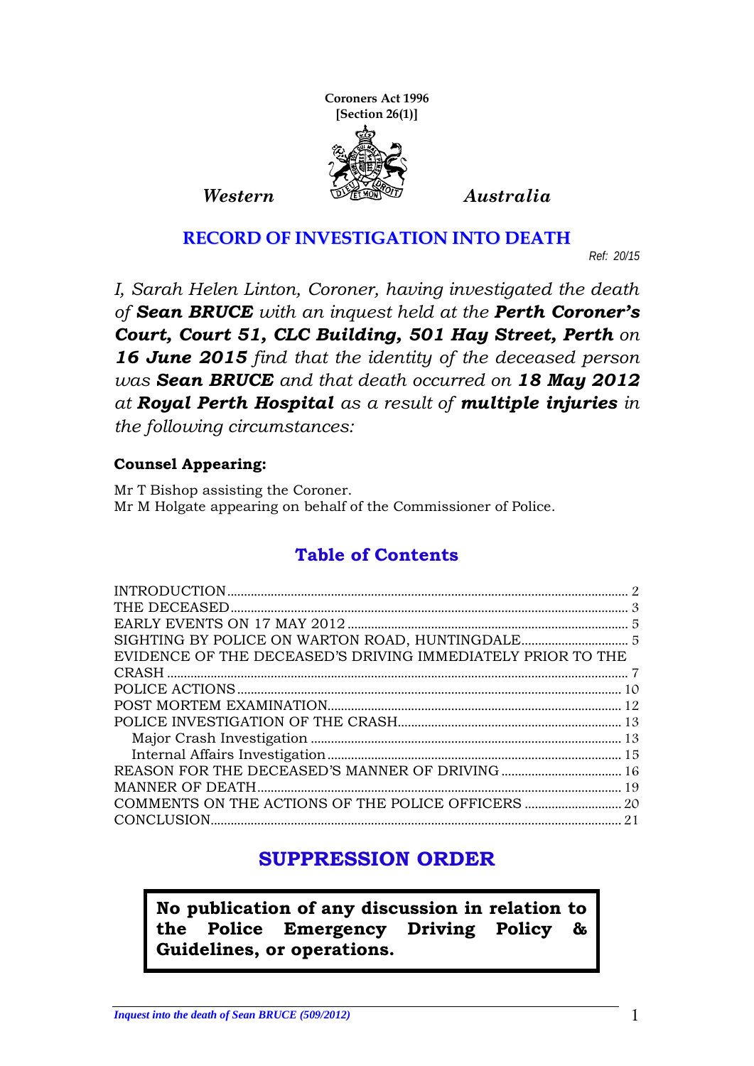**Coroners Act 1996**
**[Section 26(1)]**

*Western* *Australia*

# RECORD OF INVESTIGATION INTO DEATH

*Ref: 20/15*

*I, Sarah Helen Linton, Coroner, having investigated the death of **Sean BRUCE** with an inquest held at the **Perth Coroner's Court, Court 51, CLC Building, 501 Hay Street, Perth** on **16 June 2015** find that the identity of the deceased person was **Sean BRUCE** and that death occurred on **18 May 2012** at **Royal Perth Hospital** as a result of **multiple injuries** in the following circumstances:*

**Counsel Appearing:**

Mr T Bishop assisting the Coroner.
Mr M Holgate appearing on behalf of the Commissioner of Police.

## Table of Contents

INTRODUCTION .... 2
THE DECEASED .... 3
EARLY EVENTS ON 17 MAY 2012 .... 5
SIGHTING BY POLICE ON WARTON ROAD, HUNTINGDALE .... 5
EVIDENCE OF THE DECEASED'S DRIVING IMMEDIATELY PRIOR TO THE CRASH .... 7
POLICE ACTIONS .... 10
POST MORTEM EXAMINATION .... 12
POLICE INVESTIGATION OF THE CRASH .... 13
- Major Crash Investigation .... 13
- Internal Affairs Investigation .... 15

REASON FOR THE DECEASED'S MANNER OF DRIVING .... 16
MANNER OF DEATH .... 19
COMMENTS ON THE ACTIONS OF THE POLICE OFFICERS .... 20
CONCLUSION .... 21

## SUPPRESSION ORDER

**No publication of any discussion in relation to the Police Emergency Driving Policy & Guidelines, or operations.**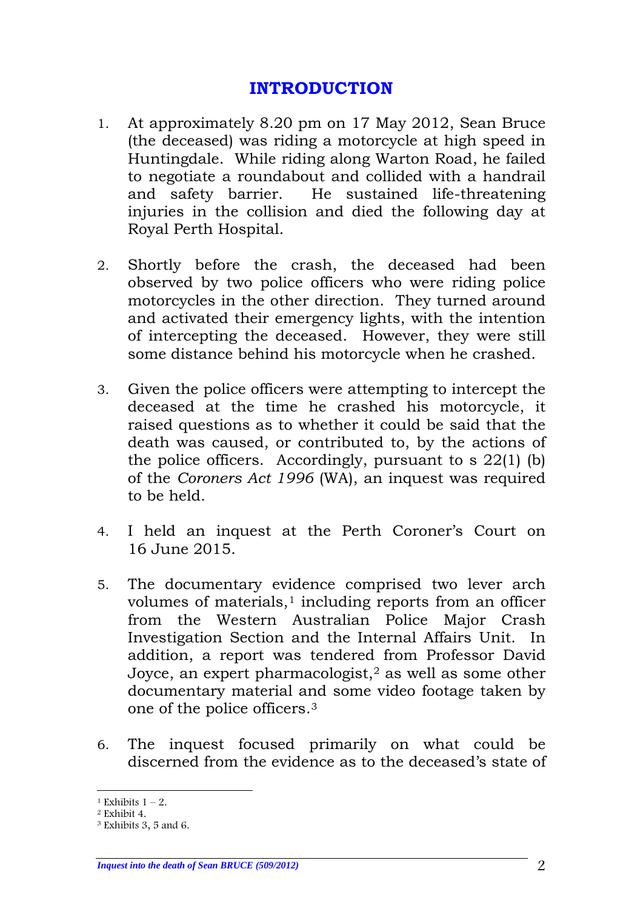# INTRODUCTION

1. At approximately 8.20 pm on 17 May 2012, Sean Bruce (the deceased) was riding a motorcycle at high speed in Huntingdale. While riding along Warton Road, he failed to negotiate a roundabout and collided with a handrail and safety barrier. He sustained life-threatening injuries in the collision and died the following day at Royal Perth Hospital.

2. Shortly before the crash, the deceased had been observed by two police officers who were riding police motorcycles in the other direction. They turned around and activated their emergency lights, with the intention of intercepting the deceased. However, they were still some distance behind his motorcycle when he crashed.

3. Given the police officers were attempting to intercept the deceased at the time he crashed his motorcycle, it raised questions as to whether it could be said that the death was caused, or contributed to, by the actions of the police officers. Accordingly, pursuant to s 22(1) (b) of the *Coroners Act 1996* (WA), an inquest was required to be held.

4. I held an inquest at the Perth Coroner's Court on 16 June 2015.

5. The documentary evidence comprised two lever arch volumes of materials,[1] including reports from an officer from the Western Australian Police Major Crash Investigation Section and the Internal Affairs Unit. In addition, a report was tendered from Professor David Joyce, an expert pharmacologist,[2] as well as some other documentary material and some video footage taken by one of the police officers.[3]

6. The inquest focused primarily on what could be discerned from the evidence as to the deceased's state of

---

[1] Exhibits 1 – 2.
[2] Exhibit 4.
[3] Exhibits 3, 5 and 6.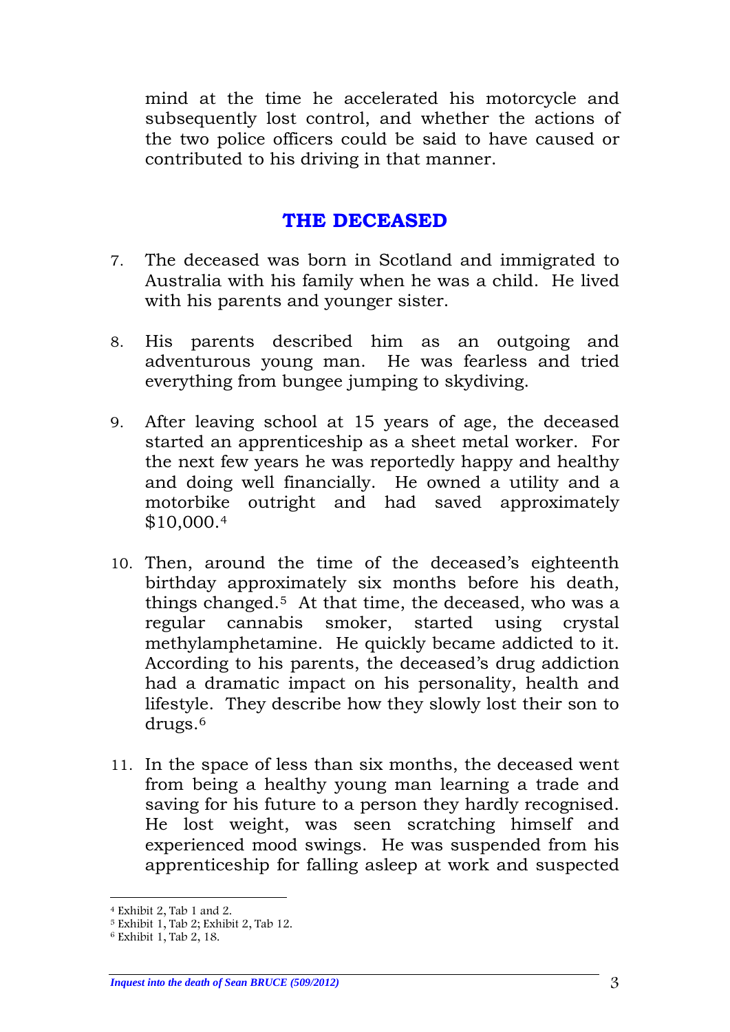mind at the time he accelerated his motorcycle and subsequently lost control, and whether the actions of the two police officers could be said to have caused or contributed to his driving in that manner.

## THE DECEASED

7. The deceased was born in Scotland and immigrated to Australia with his family when he was a child. He lived with his parents and younger sister.

8. His parents described him as an outgoing and adventurous young man. He was fearless and tried everything from bungee jumping to skydiving.

9. After leaving school at 15 years of age, the deceased started an apprenticeship as a sheet metal worker. For the next few years he was reportedly happy and healthy and doing well financially. He owned a utility and a motorbike outright and had saved approximately $10,000.[4]

10. Then, around the time of the deceased's eighteenth birthday approximately six months before his death, things changed.[5] At that time, the deceased, who was a regular cannabis smoker, started using crystal methylamphetamine. He quickly became addicted to it. According to his parents, the deceased's drug addiction had a dramatic impact on his personality, health and lifestyle. They describe how they slowly lost their son to drugs.[6]

11. In the space of less than six months, the deceased went from being a healthy young man learning a trade and saving for his future to a person they hardly recognised. He lost weight, was seen scratching himself and experienced mood swings. He was suspended from his apprenticeship for falling asleep at work and suspected

---

[4] Exhibit 2, Tab 1 and 2.
[5] Exhibit 1, Tab 2; Exhibit 2, Tab 12.
[6] Exhibit 1, Tab 2, 18.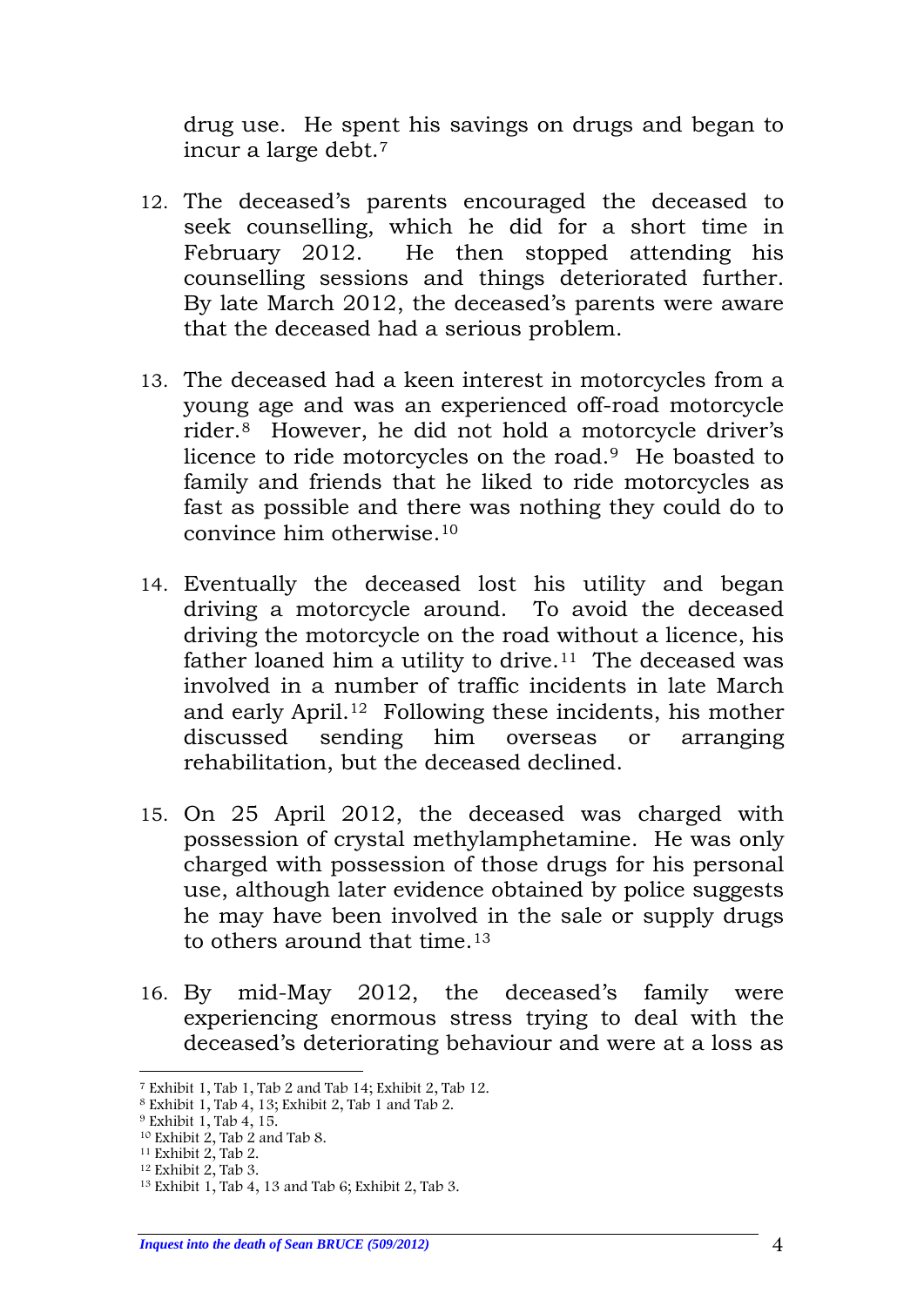drug use. He spent his savings on drugs and began to incur a large debt.[7]

12. The deceased's parents encouraged the deceased to seek counselling, which he did for a short time in February 2012. He then stopped attending his counselling sessions and things deteriorated further. By late March 2012, the deceased's parents were aware that the deceased had a serious problem.

13. The deceased had a keen interest in motorcycles from a young age and was an experienced off-road motorcycle rider.[8] However, he did not hold a motorcycle driver's licence to ride motorcycles on the road.[9] He boasted to family and friends that he liked to ride motorcycles as fast as possible and there was nothing they could do to convince him otherwise.[10]

14. Eventually the deceased lost his utility and began driving a motorcycle around. To avoid the deceased driving the motorcycle on the road without a licence, his father loaned him a utility to drive.[11] The deceased was involved in a number of traffic incidents in late March and early April.[12] Following these incidents, his mother discussed sending him overseas or arranging rehabilitation, but the deceased declined.

15. On 25 April 2012, the deceased was charged with possession of crystal methylamphetamine. He was only charged with possession of those drugs for his personal use, although later evidence obtained by police suggests he may have been involved in the sale or supply drugs to others around that time.[13]

16. By mid-May 2012, the deceased's family were experiencing enormous stress trying to deal with the deceased's deteriorating behaviour and were at a loss as

---

[7] Exhibit 1, Tab 1, Tab 2 and Tab 14; Exhibit 2, Tab 12.
[8] Exhibit 1, Tab 4, 13; Exhibit 2, Tab 1 and Tab 2.
[9] Exhibit 1, Tab 4, 15.
[10] Exhibit 2, Tab 2 and Tab 8.
[11] Exhibit 2, Tab 2.
[12] Exhibit 2, Tab 3.
[13] Exhibit 1, Tab 4, 13 and Tab 6; Exhibit 2, Tab 3.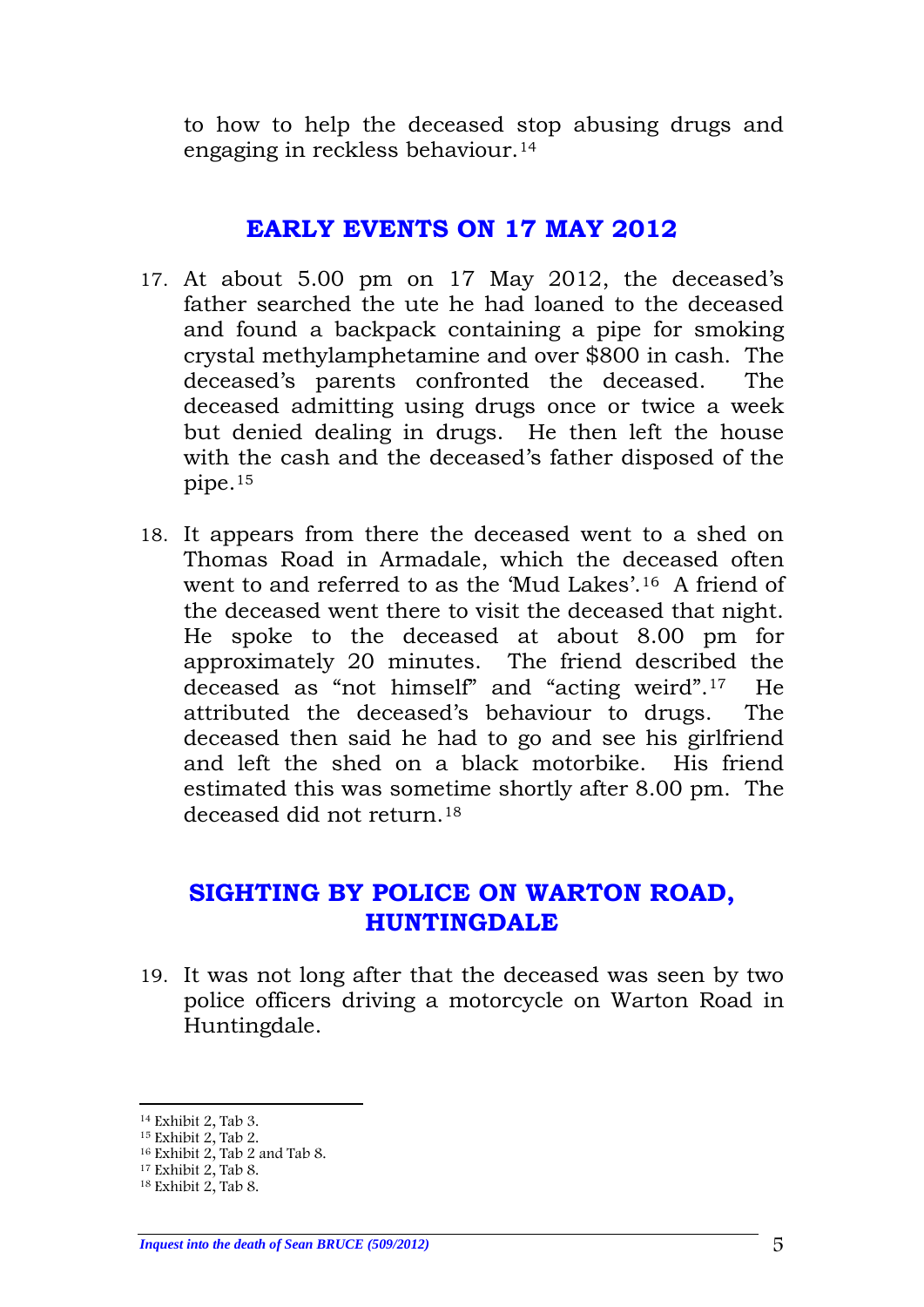to how to help the deceased stop abusing drugs and engaging in reckless behaviour.[14]

## EARLY EVENTS ON 17 MAY 2012

17. At about 5.00 pm on 17 May 2012, the deceased's father searched the ute he had loaned to the deceased and found a backpack containing a pipe for smoking crystal methylamphetamine and over $800 in cash. The deceased's parents confronted the deceased. The deceased admitting using drugs once or twice a week but denied dealing in drugs. He then left the house with the cash and the deceased's father disposed of the pipe.[15]

18. It appears from there the deceased went to a shed on Thomas Road in Armadale, which the deceased often went to and referred to as the 'Mud Lakes'.[16] A friend of the deceased went there to visit the deceased that night. He spoke to the deceased at about 8.00 pm for approximately 20 minutes. The friend described the deceased as "not himself" and "acting weird".[17] He attributed the deceased's behaviour to drugs. The deceased then said he had to go and see his girlfriend and left the shed on a black motorbike. His friend estimated this was sometime shortly after 8.00 pm. The deceased did not return.[18]

## SIGHTING BY POLICE ON WARTON ROAD, HUNTINGDALE

19. It was not long after that the deceased was seen by two police officers driving a motorcycle on Warton Road in Huntingdale.

---

[14] Exhibit 2, Tab 3.
[15] Exhibit 2, Tab 2.
[16] Exhibit 2, Tab 2 and Tab 8.
[17] Exhibit 2, Tab 8.
[18] Exhibit 2, Tab 8.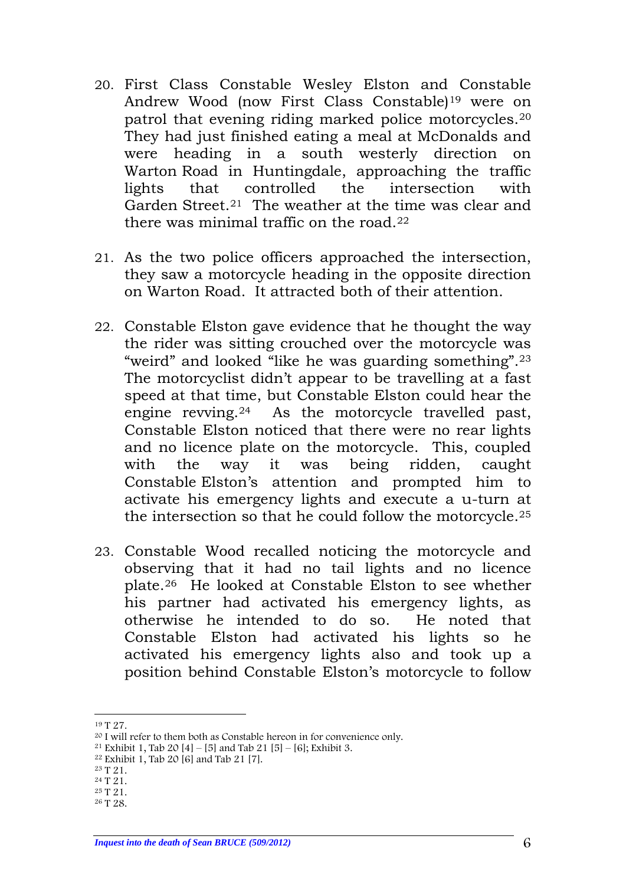20. First Class Constable Wesley Elston and Constable Andrew Wood (now First Class Constable)[19] were on patrol that evening riding marked police motorcycles.[20] They had just finished eating a meal at McDonalds and were heading in a south westerly direction on Warton Road in Huntingdale, approaching the traffic lights that controlled the intersection with Garden Street.[21] The weather at the time was clear and there was minimal traffic on the road.[22]

21. As the two police officers approached the intersection, they saw a motorcycle heading in the opposite direction on Warton Road. It attracted both of their attention.

22. Constable Elston gave evidence that he thought the way the rider was sitting crouched over the motorcycle was "weird" and looked "like he was guarding something".[23] The motorcyclist didn't appear to be travelling at a fast speed at that time, but Constable Elston could hear the engine revving.[24] As the motorcycle travelled past, Constable Elston noticed that there were no rear lights and no licence plate on the motorcycle. This, coupled with the way it was being ridden, caught Constable Elston's attention and prompted him to activate his emergency lights and execute a u-turn at the intersection so that he could follow the motorcycle.[25]

23. Constable Wood recalled noticing the motorcycle and observing that it had no tail lights and no licence plate.[26] He looked at Constable Elston to see whether his partner had activated his emergency lights, as otherwise he intended to do so. He noted that Constable Elston had activated his lights so he activated his emergency lights also and took up a position behind Constable Elston's motorcycle to follow

---

[19] T 27.
[20] I will refer to them both as Constable hereon in for convenience only.
[21] Exhibit 1, Tab 20 [4] – [5] and Tab 21 [5] – [6]; Exhibit 3.
[22] Exhibit 1, Tab 20 [6] and Tab 21 [7].
[23] T 21.
[24] T 21.
[25] T 21.
[26] T 28.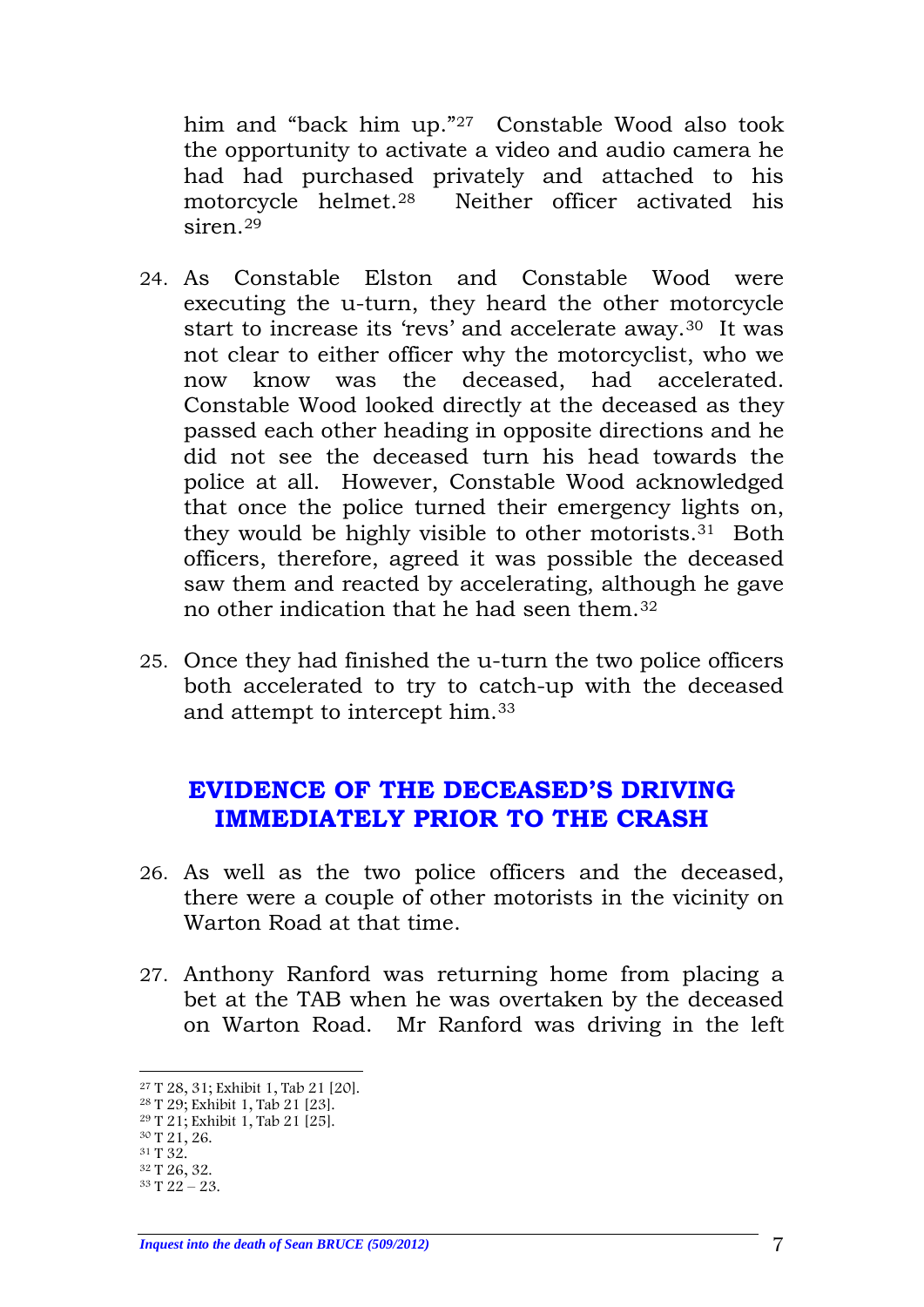him and "back him up."[27] Constable Wood also took the opportunity to activate a video and audio camera he had had purchased privately and attached to his motorcycle helmet.[28] Neither officer activated his siren.[29]

24. As Constable Elston and Constable Wood were executing the u-turn, they heard the other motorcycle start to increase its 'revs' and accelerate away.[30] It was not clear to either officer why the motorcyclist, who we now know was the deceased, had accelerated. Constable Wood looked directly at the deceased as they passed each other heading in opposite directions and he did not see the deceased turn his head towards the police at all. However, Constable Wood acknowledged that once the police turned their emergency lights on, they would be highly visible to other motorists.[31] Both officers, therefore, agreed it was possible the deceased saw them and reacted by accelerating, although he gave no other indication that he had seen them.[32]

25. Once they had finished the u-turn the two police officers both accelerated to try to catch-up with the deceased and attempt to intercept him.[33]

## EVIDENCE OF THE DECEASED'S DRIVING IMMEDIATELY PRIOR TO THE CRASH

26. As well as the two police officers and the deceased, there were a couple of other motorists in the vicinity on Warton Road at that time.

27. Anthony Ranford was returning home from placing a bet at the TAB when he was overtaken by the deceased on Warton Road. Mr Ranford was driving in the left

---

[27] T 28, 31; Exhibit 1, Tab 21 [20].
[28] T 29; Exhibit 1, Tab 21 [23].
[29] T 21; Exhibit 1, Tab 21 [25].
[30] T 21, 26.
[31] T 32.
[32] T 26, 32.
[33] T 22 – 23.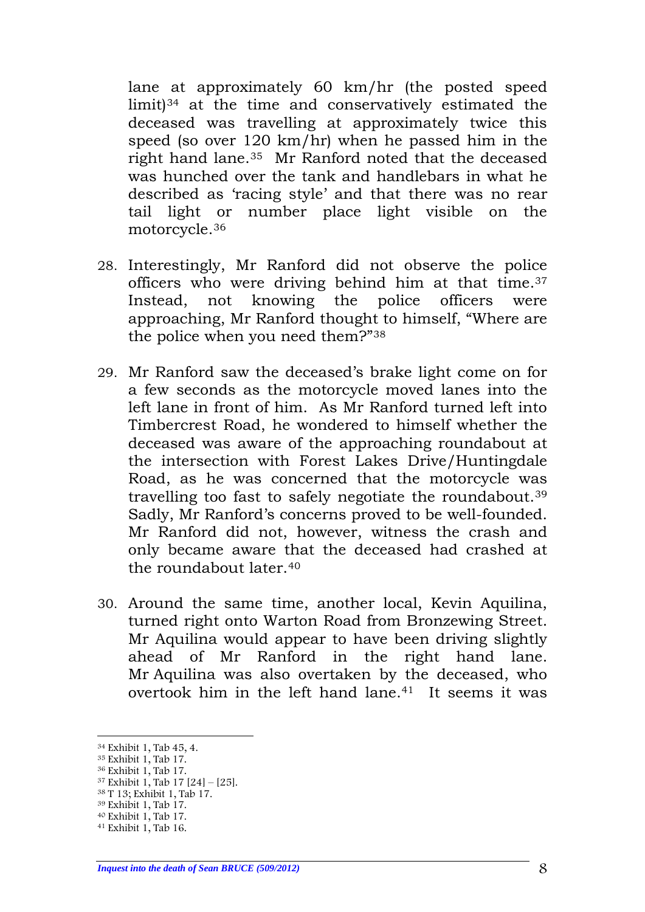lane at approximately 60 km/hr (the posted speed limit)[34] at the time and conservatively estimated the deceased was travelling at approximately twice this speed (so over 120 km/hr) when he passed him in the right hand lane.[35] Mr Ranford noted that the deceased was hunched over the tank and handlebars in what he described as 'racing style' and that there was no rear tail light or number place light visible on the motorcycle.[36]

28. Interestingly, Mr Ranford did not observe the police officers who were driving behind him at that time.[37] Instead, not knowing the police officers were approaching, Mr Ranford thought to himself, "Where are the police when you need them?"[38]

29. Mr Ranford saw the deceased's brake light come on for a few seconds as the motorcycle moved lanes into the left lane in front of him. As Mr Ranford turned left into Timbercrest Road, he wondered to himself whether the deceased was aware of the approaching roundabout at the intersection with Forest Lakes Drive/Huntingdale Road, as he was concerned that the motorcycle was travelling too fast to safely negotiate the roundabout.[39] Sadly, Mr Ranford's concerns proved to be well-founded. Mr Ranford did not, however, witness the crash and only became aware that the deceased had crashed at the roundabout later.[40]

30. Around the same time, another local, Kevin Aquilina, turned right onto Warton Road from Bronzewing Street. Mr Aquilina would appear to have been driving slightly ahead of Mr Ranford in the right hand lane. Mr Aquilina was also overtaken by the deceased, who overtook him in the left hand lane.[41] It seems it was

---

[34] Exhibit 1, Tab 45, 4.
[35] Exhibit 1, Tab 17.
[36] Exhibit 1, Tab 17.
[37] Exhibit 1, Tab 17 [24] – [25].
[38] T 13; Exhibit 1, Tab 17.
[39] Exhibit 1, Tab 17.
[40] Exhibit 1, Tab 17.
[41] Exhibit 1, Tab 16.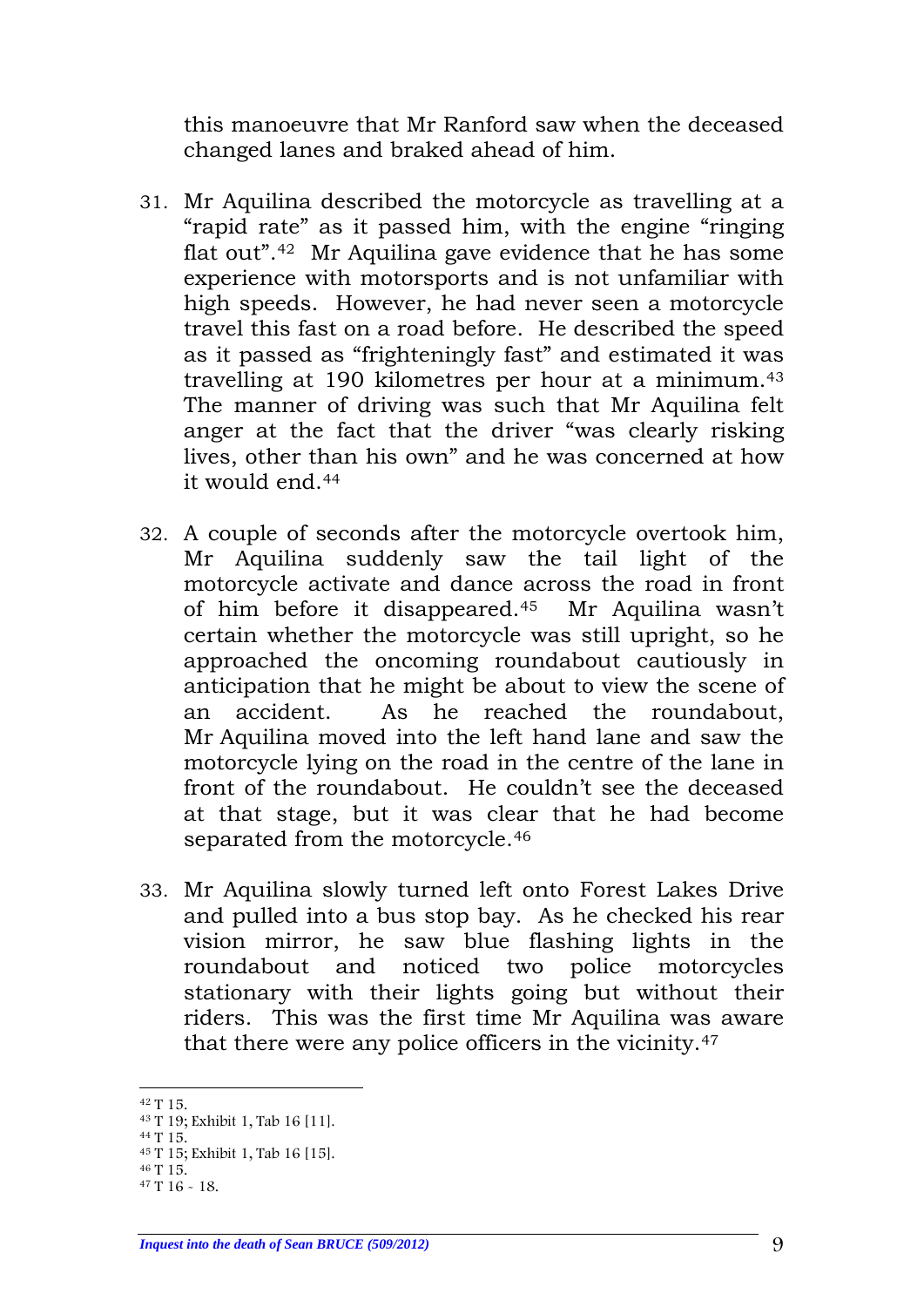this manoeuvre that Mr Ranford saw when the deceased changed lanes and braked ahead of him.

31. Mr Aquilina described the motorcycle as travelling at a "rapid rate" as it passed him, with the engine "ringing flat out".[42] Mr Aquilina gave evidence that he has some experience with motorsports and is not unfamiliar with high speeds. However, he had never seen a motorcycle travel this fast on a road before. He described the speed as it passed as "frighteningly fast" and estimated it was travelling at 190 kilometres per hour at a minimum.[43] The manner of driving was such that Mr Aquilina felt anger at the fact that the driver "was clearly risking lives, other than his own" and he was concerned at how it would end.[44]

32. A couple of seconds after the motorcycle overtook him, Mr Aquilina suddenly saw the tail light of the motorcycle activate and dance across the road in front of him before it disappeared.[45] Mr Aquilina wasn't certain whether the motorcycle was still upright, so he approached the oncoming roundabout cautiously in anticipation that he might be about to view the scene of an accident. As he reached the roundabout, Mr Aquilina moved into the left hand lane and saw the motorcycle lying on the road in the centre of the lane in front of the roundabout. He couldn't see the deceased at that stage, but it was clear that he had become separated from the motorcycle.[46]

33. Mr Aquilina slowly turned left onto Forest Lakes Drive and pulled into a bus stop bay. As he checked his rear vision mirror, he saw blue flashing lights in the roundabout and noticed two police motorcycles stationary with their lights going but without their riders. This was the first time Mr Aquilina was aware that there were any police officers in the vicinity.[47]

---

[42] T 15.
[43] T 19; Exhibit 1, Tab 16 [11].
[44] T 15.
[45] T 15; Exhibit 1, Tab 16 [15].
[46] T 15.
[47] T 16 - 18.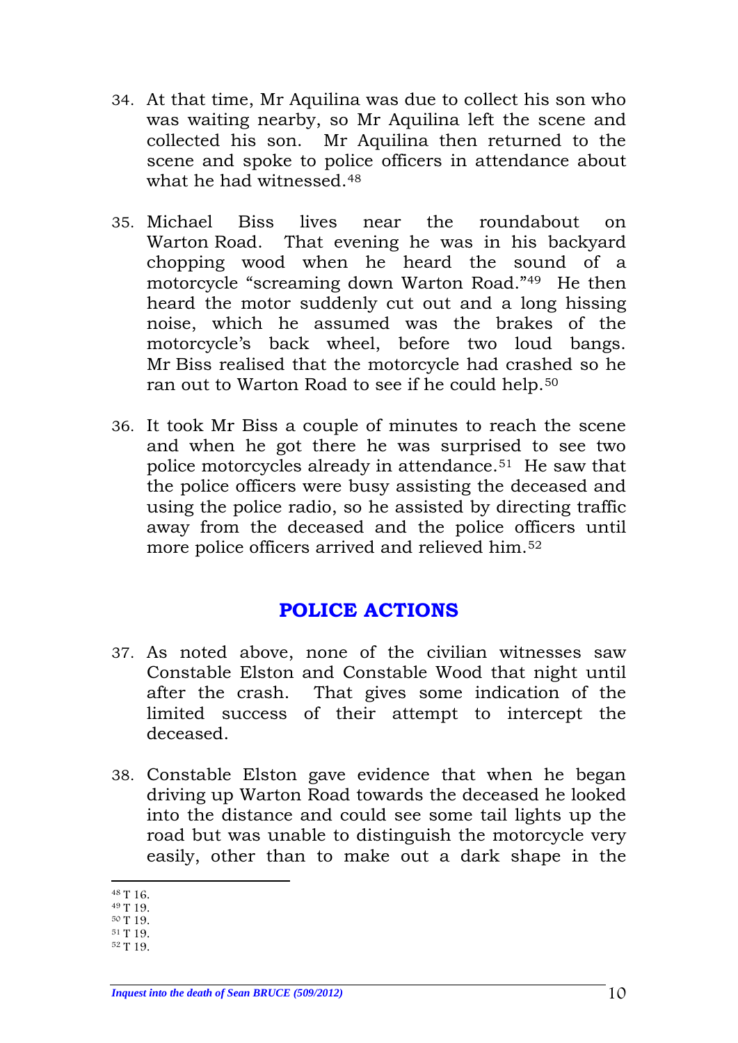34. At that time, Mr Aquilina was due to collect his son who was waiting nearby, so Mr Aquilina left the scene and collected his son. Mr Aquilina then returned to the scene and spoke to police officers in attendance about what he had witnessed.[48]

35. Michael Biss lives near the roundabout on Warton Road. That evening he was in his backyard chopping wood when he heard the sound of a motorcycle "screaming down Warton Road."[49] He then heard the motor suddenly cut out and a long hissing noise, which he assumed was the brakes of the motorcycle's back wheel, before two loud bangs. Mr Biss realised that the motorcycle had crashed so he ran out to Warton Road to see if he could help.[50]

36. It took Mr Biss a couple of minutes to reach the scene and when he got there he was surprised to see two police motorcycles already in attendance.[51] He saw that the police officers were busy assisting the deceased and using the police radio, so he assisted by directing traffic away from the deceased and the police officers until more police officers arrived and relieved him.[52]

## POLICE ACTIONS

37. As noted above, none of the civilian witnesses saw Constable Elston and Constable Wood that night until after the crash. That gives some indication of the limited success of their attempt to intercept the deceased.

38. Constable Elston gave evidence that when he began driving up Warton Road towards the deceased he looked into the distance and could see some tail lights up the road but was unable to distinguish the motorcycle very easily, other than to make out a dark shape in the

---

[48] T 16.
[49] T 19.
[50] T 19.
[51] T 19.
[52] T 19.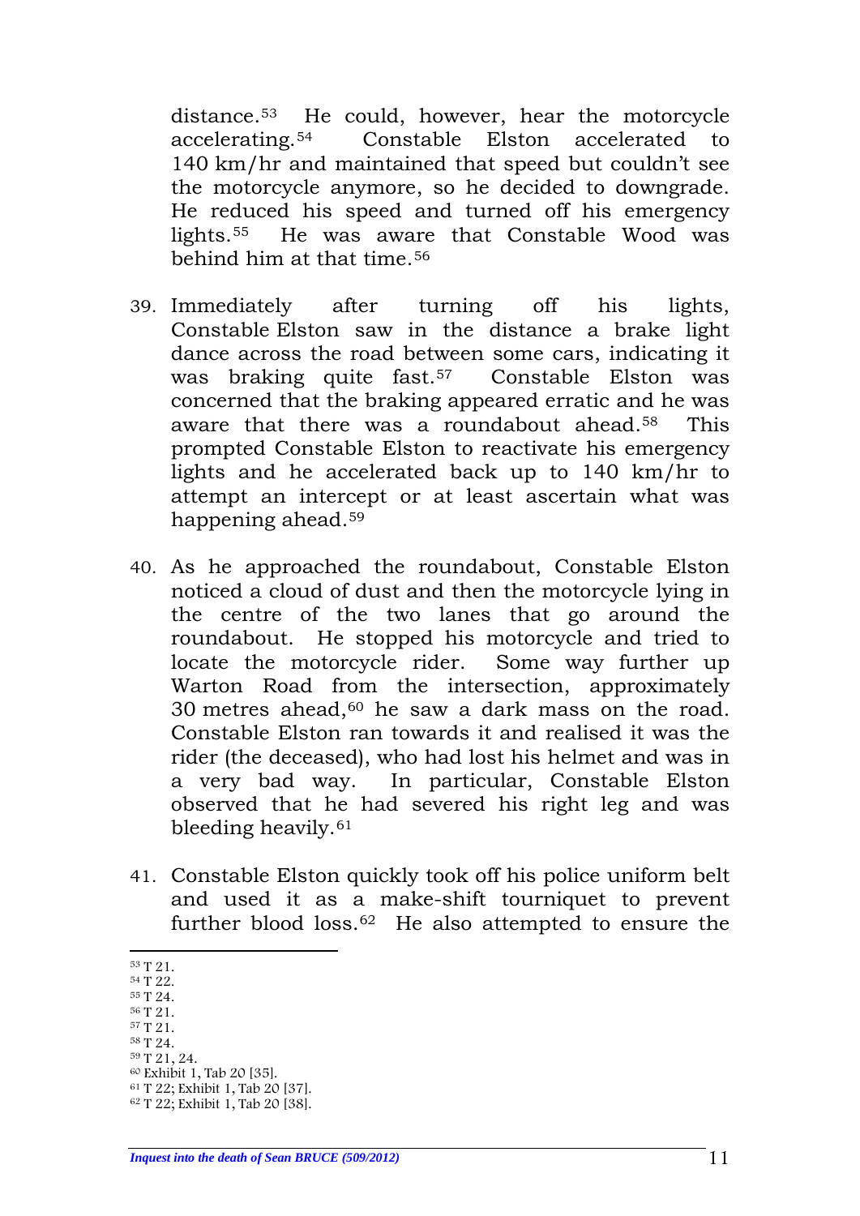distance.[53] He could, however, hear the motorcycle accelerating.[54] Constable Elston accelerated to 140 km/hr and maintained that speed but couldn't see the motorcycle anymore, so he decided to downgrade. He reduced his speed and turned off his emergency lights.[55] He was aware that Constable Wood was behind him at that time.[56]

39. Immediately after turning off his lights, Constable Elston saw in the distance a brake light dance across the road between some cars, indicating it was braking quite fast.[57] Constable Elston was concerned that the braking appeared erratic and he was aware that there was a roundabout ahead.[58] This prompted Constable Elston to reactivate his emergency lights and he accelerated back up to 140 km/hr to attempt an intercept or at least ascertain what was happening ahead.[59]

40. As he approached the roundabout, Constable Elston noticed a cloud of dust and then the motorcycle lying in the centre of the two lanes that go around the roundabout. He stopped his motorcycle and tried to locate the motorcycle rider. Some way further up Warton Road from the intersection, approximately 30 metres ahead,[60] he saw a dark mass on the road. Constable Elston ran towards it and realised it was the rider (the deceased), who had lost his helmet and was in a very bad way. In particular, Constable Elston observed that he had severed his right leg and was bleeding heavily.[61]

41. Constable Elston quickly took off his police uniform belt and used it as a make-shift tourniquet to prevent further blood loss.[62] He also attempted to ensure the

---

[53] T 21.
[54] T 22.
[55] T 24.
[56] T 21.
[57] T 21.
[58] T 24.
[59] T 21, 24.
[60] Exhibit 1, Tab 20 [35].
[61] T 22; Exhibit 1, Tab 20 [37].
[62] T 22; Exhibit 1, Tab 20 [38].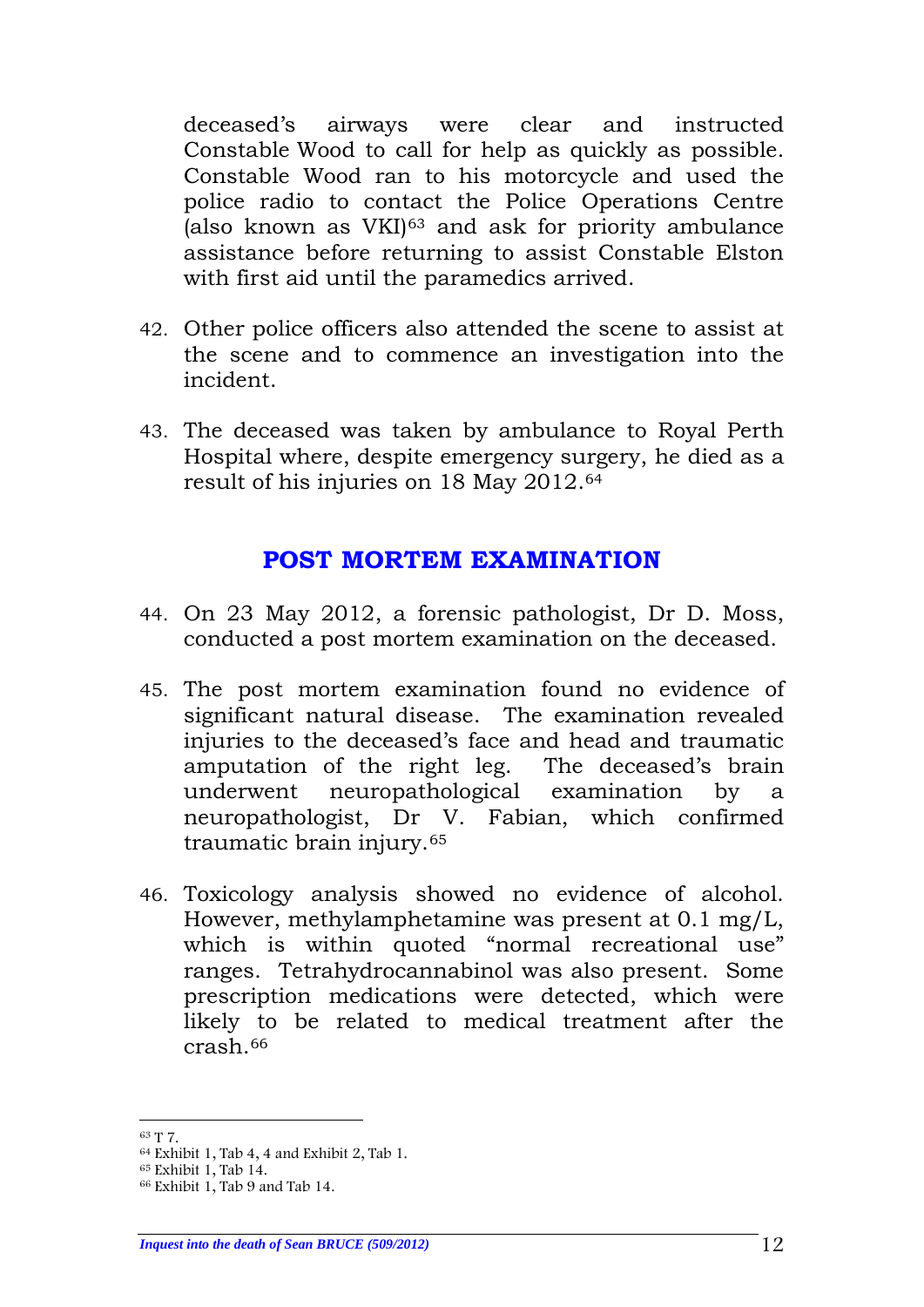deceased's airways were clear and instructed Constable Wood to call for help as quickly as possible. Constable Wood ran to his motorcycle and used the police radio to contact the Police Operations Centre (also known as VKI)[63] and ask for priority ambulance assistance before returning to assist Constable Elston with first aid until the paramedics arrived.

42. Other police officers also attended the scene to assist at the scene and to commence an investigation into the incident.

43. The deceased was taken by ambulance to Royal Perth Hospital where, despite emergency surgery, he died as a result of his injuries on 18 May 2012.[64]

## POST MORTEM EXAMINATION

44. On 23 May 2012, a forensic pathologist, Dr D. Moss, conducted a post mortem examination on the deceased.

45. The post mortem examination found no evidence of significant natural disease. The examination revealed injuries to the deceased's face and head and traumatic amputation of the right leg. The deceased's brain underwent neuropathological examination by a neuropathologist, Dr V. Fabian, which confirmed traumatic brain injury.[65]

46. Toxicology analysis showed no evidence of alcohol. However, methylamphetamine was present at 0.1 mg/L, which is within quoted "normal recreational use" ranges. Tetrahydrocannabinol was also present. Some prescription medications were detected, which were likely to be related to medical treatment after the crash.[66]

---

[63] T 7.
[64] Exhibit 1, Tab 4, 4 and Exhibit 2, Tab 1.
[65] Exhibit 1, Tab 14.
[66] Exhibit 1, Tab 9 and Tab 14.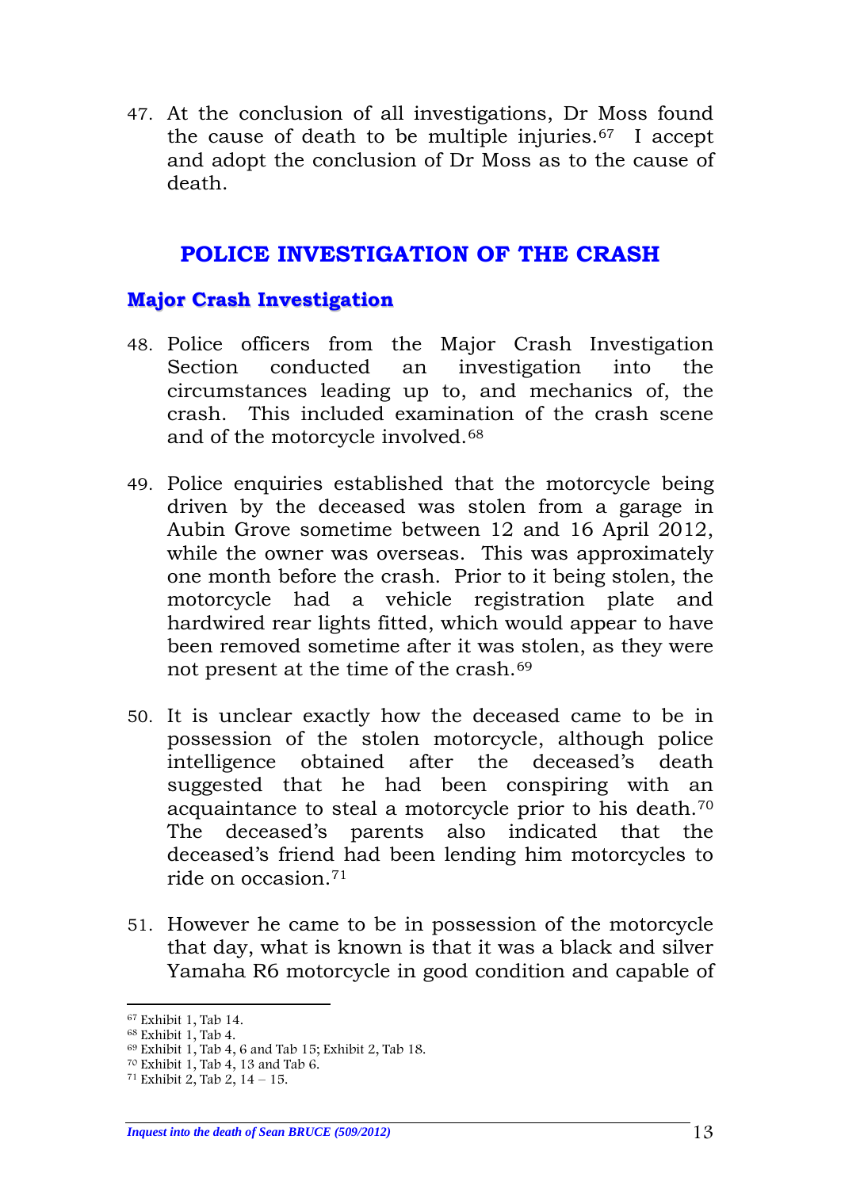47. At the conclusion of all investigations, Dr Moss found the cause of death to be multiple injuries.[67] I accept and adopt the conclusion of Dr Moss as to the cause of death.

## POLICE INVESTIGATION OF THE CRASH

### Major Crash Investigation

48. Police officers from the Major Crash Investigation Section conducted an investigation into the circumstances leading up to, and mechanics of, the crash. This included examination of the crash scene and of the motorcycle involved.[68]

49. Police enquiries established that the motorcycle being driven by the deceased was stolen from a garage in Aubin Grove sometime between 12 and 16 April 2012, while the owner was overseas. This was approximately one month before the crash. Prior to it being stolen, the motorcycle had a vehicle registration plate and hardwired rear lights fitted, which would appear to have been removed sometime after it was stolen, as they were not present at the time of the crash.[69]

50. It is unclear exactly how the deceased came to be in possession of the stolen motorcycle, although police intelligence obtained after the deceased's death suggested that he had been conspiring with an acquaintance to steal a motorcycle prior to his death.[70] The deceased's parents also indicated that the deceased's friend had been lending him motorcycles to ride on occasion.[71]

51. However he came to be in possession of the motorcycle that day, what is known is that it was a black and silver Yamaha R6 motorcycle in good condition and capable of

---

[67] Exhibit 1, Tab 14.
[68] Exhibit 1, Tab 4.
[69] Exhibit 1, Tab 4, 6 and Tab 15; Exhibit 2, Tab 18.
[70] Exhibit 1, Tab 4, 13 and Tab 6.
[71] Exhibit 2, Tab 2, 14 – 15.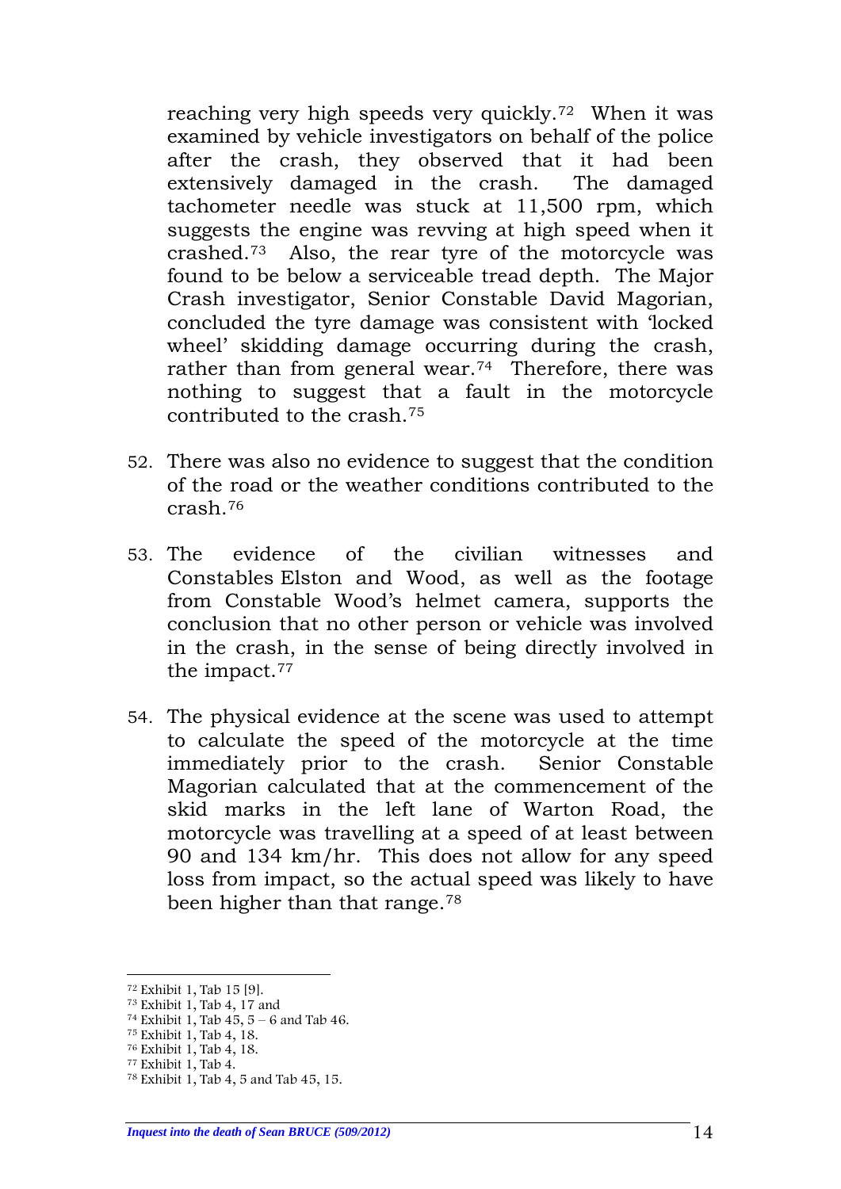reaching very high speeds very quickly.[72] When it was examined by vehicle investigators on behalf of the police after the crash, they observed that it had been extensively damaged in the crash. The damaged tachometer needle was stuck at 11,500 rpm, which suggests the engine was revving at high speed when it crashed.[73] Also, the rear tyre of the motorcycle was found to be below a serviceable tread depth. The Major Crash investigator, Senior Constable David Magorian, concluded the tyre damage was consistent with 'locked wheel' skidding damage occurring during the crash, rather than from general wear.[74] Therefore, there was nothing to suggest that a fault in the motorcycle contributed to the crash.[75]

52. There was also no evidence to suggest that the condition of the road or the weather conditions contributed to the crash.[76]

53. The evidence of the civilian witnesses and Constables Elston and Wood, as well as the footage from Constable Wood's helmet camera, supports the conclusion that no other person or vehicle was involved in the crash, in the sense of being directly involved in the impact.[77]

54. The physical evidence at the scene was used to attempt to calculate the speed of the motorcycle at the time immediately prior to the crash. Senior Constable Magorian calculated that at the commencement of the skid marks in the left lane of Warton Road, the motorcycle was travelling at a speed of at least between 90 and 134 km/hr. This does not allow for any speed loss from impact, so the actual speed was likely to have been higher than that range.[78]

---

[72] Exhibit 1, Tab 15 [9].
[73] Exhibit 1, Tab 4, 17 and
[74] Exhibit 1, Tab 45, 5 – 6 and Tab 46.
[75] Exhibit 1, Tab 4, 18.
[76] Exhibit 1, Tab 4, 18.
[77] Exhibit 1, Tab 4.
[78] Exhibit 1, Tab 4, 5 and Tab 45, 15.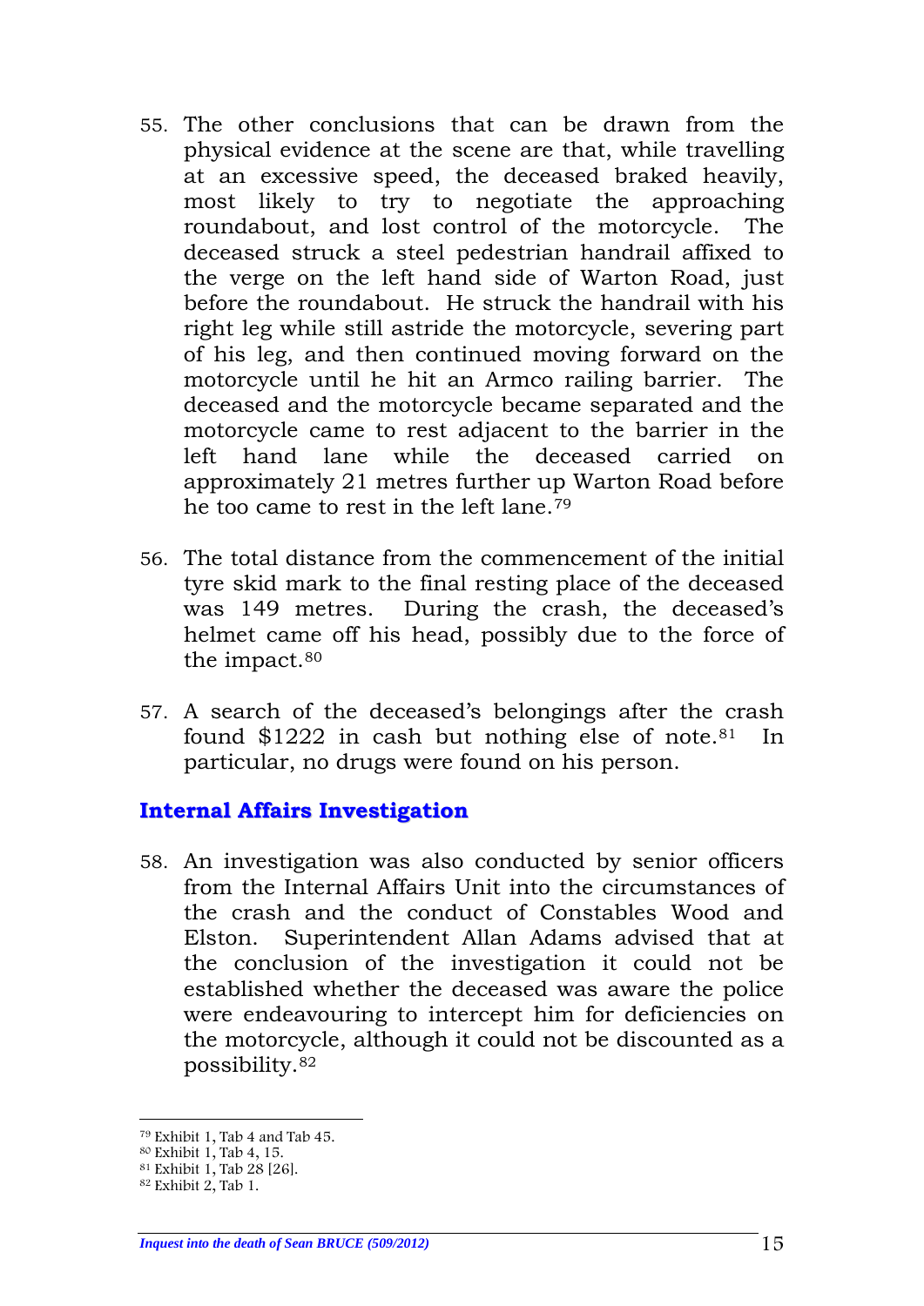55. The other conclusions that can be drawn from the physical evidence at the scene are that, while travelling at an excessive speed, the deceased braked heavily, most likely to try to negotiate the approaching roundabout, and lost control of the motorcycle. The deceased struck a steel pedestrian handrail affixed to the verge on the left hand side of Warton Road, just before the roundabout. He struck the handrail with his right leg while still astride the motorcycle, severing part of his leg, and then continued moving forward on the motorcycle until he hit an Armco railing barrier. The deceased and the motorcycle became separated and the motorcycle came to rest adjacent to the barrier in the left hand lane while the deceased carried on approximately 21 metres further up Warton Road before he too came to rest in the left lane.[79]

56. The total distance from the commencement of the initial tyre skid mark to the final resting place of the deceased was 149 metres. During the crash, the deceased's helmet came off his head, possibly due to the force of the impact.[80]

57. A search of the deceased's belongings after the crash found $1222 in cash but nothing else of note.[81] In particular, no drugs were found on his person.

## Internal Affairs Investigation

58. An investigation was also conducted by senior officers from the Internal Affairs Unit into the circumstances of the crash and the conduct of Constables Wood and Elston. Superintendent Allan Adams advised that at the conclusion of the investigation it could not be established whether the deceased was aware the police were endeavouring to intercept him for deficiencies on the motorcycle, although it could not be discounted as a possibility.[82]

---

[79] Exhibit 1, Tab 4 and Tab 45.
[80] Exhibit 1, Tab 4, 15.
[81] Exhibit 1, Tab 28 [26].
[82] Exhibit 2, Tab 1.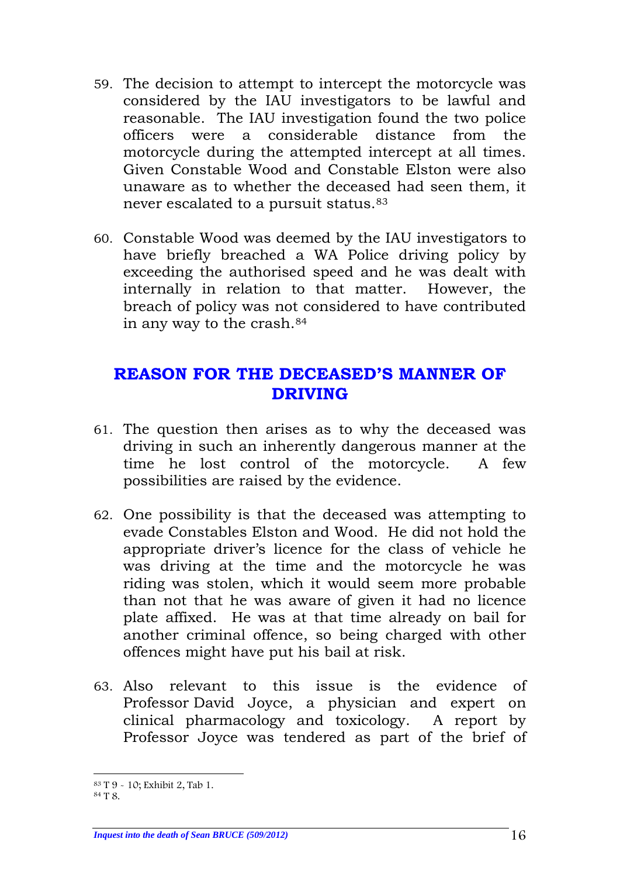59. The decision to attempt to intercept the motorcycle was considered by the IAU investigators to be lawful and reasonable. The IAU investigation found the two police officers were a considerable distance from the motorcycle during the attempted intercept at all times. Given Constable Wood and Constable Elston were also unaware as to whether the deceased had seen them, it never escalated to a pursuit status.[83]

60. Constable Wood was deemed by the IAU investigators to have briefly breached a WA Police driving policy by exceeding the authorised speed and he was dealt with internally in relation to that matter. However, the breach of policy was not considered to have contributed in any way to the crash.[84]

## REASON FOR THE DECEASED'S MANNER OF DRIVING

61. The question then arises as to why the deceased was driving in such an inherently dangerous manner at the time he lost control of the motorcycle. A few possibilities are raised by the evidence.

62. One possibility is that the deceased was attempting to evade Constables Elston and Wood. He did not hold the appropriate driver's licence for the class of vehicle he was driving at the time and the motorcycle he was riding was stolen, which it would seem more probable than not that he was aware of given it had no licence plate affixed. He was at that time already on bail for another criminal offence, so being charged with other offences might have put his bail at risk.

63. Also relevant to this issue is the evidence of Professor David Joyce, a physician and expert on clinical pharmacology and toxicology. A report by Professor Joyce was tendered as part of the brief of

[83] T 9 - 10; Exhibit 2, Tab 1.
[84] T 8.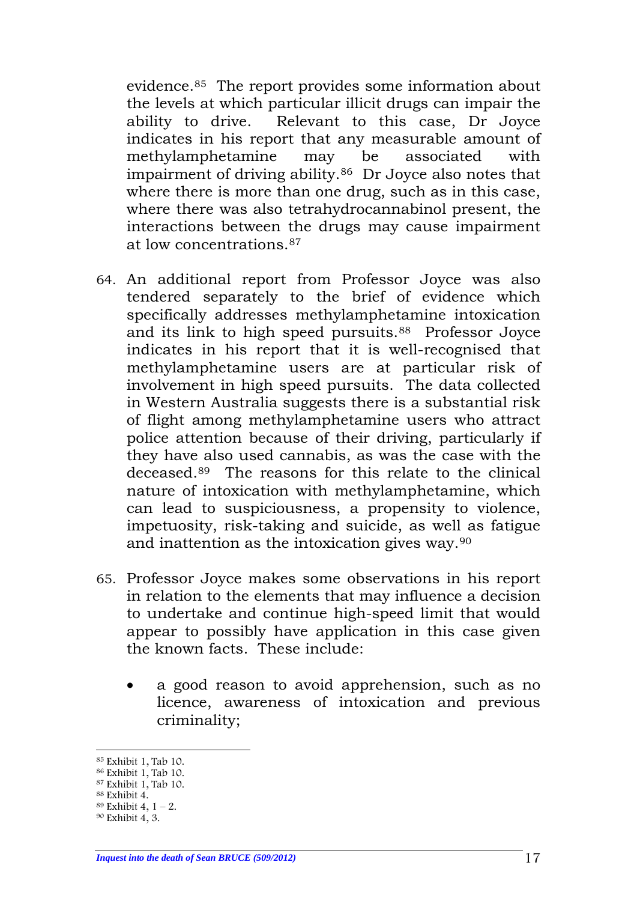evidence.[85] The report provides some information about the levels at which particular illicit drugs can impair the ability to drive. Relevant to this case, Dr Joyce indicates in his report that any measurable amount of methylamphetamine may be associated with impairment of driving ability.[86] Dr Joyce also notes that where there is more than one drug, such as in this case, where there was also tetrahydrocannabinol present, the interactions between the drugs may cause impairment at low concentrations.[87]

64. An additional report from Professor Joyce was also tendered separately to the brief of evidence which specifically addresses methylamphetamine intoxication and its link to high speed pursuits.[88] Professor Joyce indicates in his report that it is well-recognised that methylamphetamine users are at particular risk of involvement in high speed pursuits. The data collected in Western Australia suggests there is a substantial risk of flight among methylamphetamine users who attract police attention because of their driving, particularly if they have also used cannabis, as was the case with the deceased.[89] The reasons for this relate to the clinical nature of intoxication with methylamphetamine, which can lead to suspiciousness, a propensity to violence, impetuosity, risk-taking and suicide, as well as fatigue and inattention as the intoxication gives way.[90]

65. Professor Joyce makes some observations in his report in relation to the elements that may influence a decision to undertake and continue high-speed limit that would appear to possibly have application in this case given the known facts. These include:

   - a good reason to avoid apprehension, such as no licence, awareness of intoxication and previous criminality;

---

[85] Exhibit 1, Tab 10.
[86] Exhibit 1, Tab 10.
[87] Exhibit 1, Tab 10.
[88] Exhibit 4.
[89] Exhibit 4, 1 – 2.
[90] Exhibit 4, 3.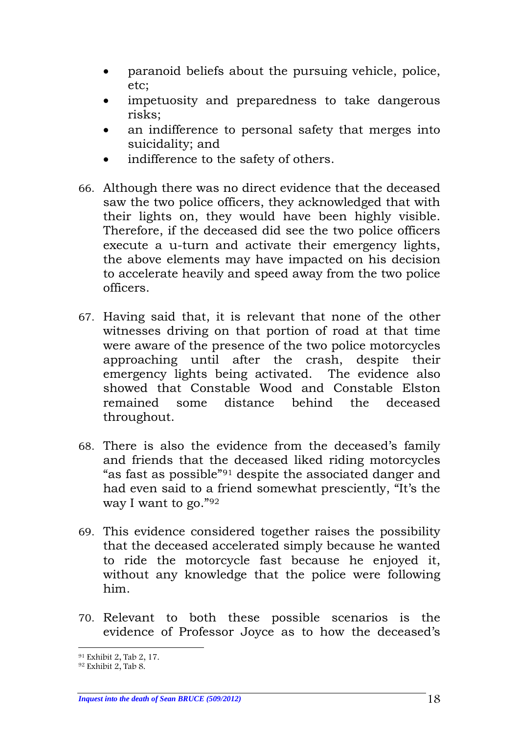- paranoid beliefs about the pursuing vehicle, police, etc;
- impetuosity and preparedness to take dangerous risks;
- an indifference to personal safety that merges into suicidality; and
- indifference to the safety of others.

66. Although there was no direct evidence that the deceased saw the two police officers, they acknowledged that with their lights on, they would have been highly visible. Therefore, if the deceased did see the two police officers execute a u-turn and activate their emergency lights, the above elements may have impacted on his decision to accelerate heavily and speed away from the two police officers.

67. Having said that, it is relevant that none of the other witnesses driving on that portion of road at that time were aware of the presence of the two police motorcycles approaching until after the crash, despite their emergency lights being activated. The evidence also showed that Constable Wood and Constable Elston remained some distance behind the deceased throughout.

68. There is also the evidence from the deceased's family and friends that the deceased liked riding motorcycles "as fast as possible"[91] despite the associated danger and had even said to a friend somewhat presciently, "It's the way I want to go."[92]

69. This evidence considered together raises the possibility that the deceased accelerated simply because he wanted to ride the motorcycle fast because he enjoyed it, without any knowledge that the police were following him.

70. Relevant to both these possible scenarios is the evidence of Professor Joyce as to how the deceased's

---

[91] Exhibit 2, Tab 2, 17.

[92] Exhibit 2, Tab 8.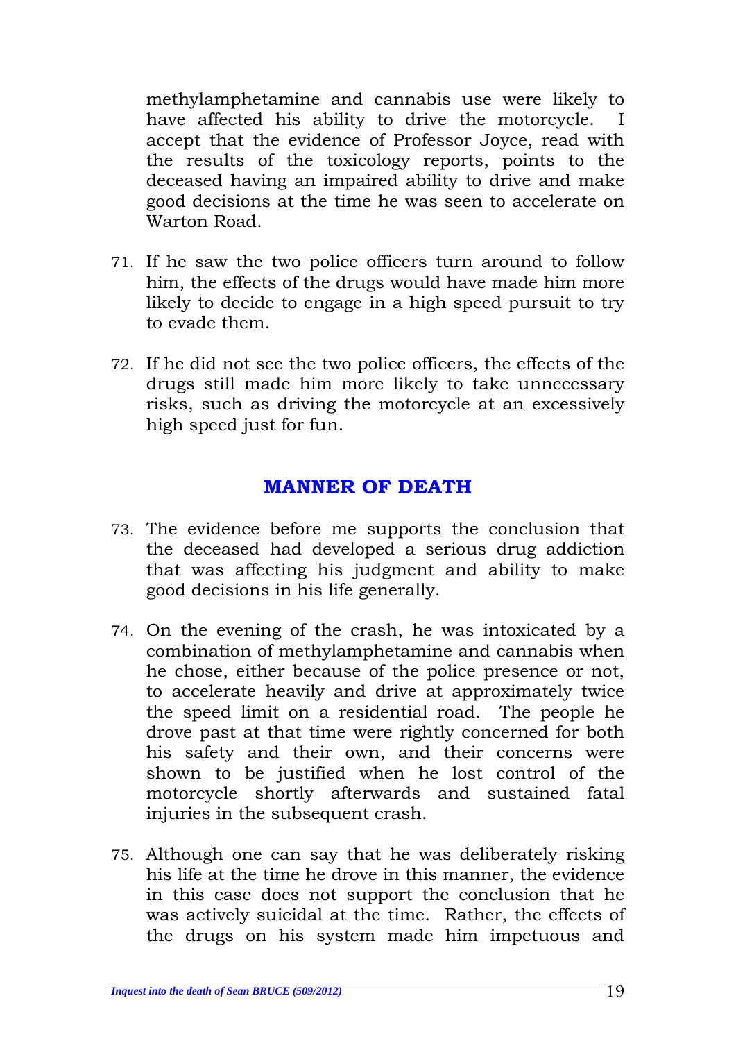methylamphetamine and cannabis use were likely to have affected his ability to drive the motorcycle. I accept that the evidence of Professor Joyce, read with the results of the toxicology reports, points to the deceased having an impaired ability to drive and make good decisions at the time he was seen to accelerate on Warton Road.

71. If he saw the two police officers turn around to follow him, the effects of the drugs would have made him more likely to decide to engage in a high speed pursuit to try to evade them.

72. If he did not see the two police officers, the effects of the drugs still made him more likely to take unnecessary risks, such as driving the motorcycle at an excessively high speed just for fun.

## MANNER OF DEATH

73. The evidence before me supports the conclusion that the deceased had developed a serious drug addiction that was affecting his judgment and ability to make good decisions in his life generally.

74. On the evening of the crash, he was intoxicated by a combination of methylamphetamine and cannabis when he chose, either because of the police presence or not, to accelerate heavily and drive at approximately twice the speed limit on a residential road. The people he drove past at that time were rightly concerned for both his safety and their own, and their concerns were shown to be justified when he lost control of the motorcycle shortly afterwards and sustained fatal injuries in the subsequent crash.

75. Although one can say that he was deliberately risking his life at the time he drove in this manner, the evidence in this case does not support the conclusion that he was actively suicidal at the time. Rather, the effects of the drugs on his system made him impetuous and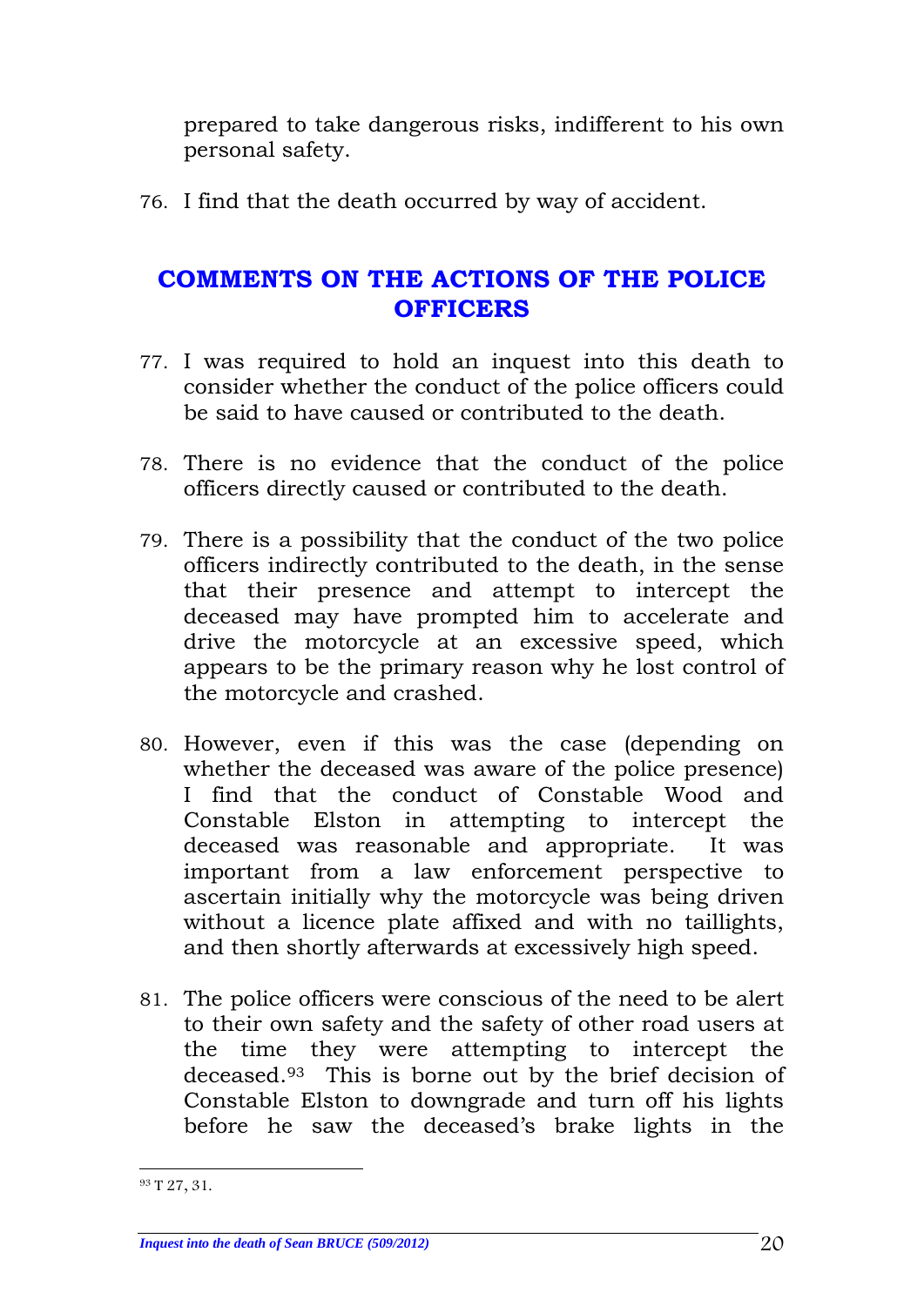prepared to take dangerous risks, indifferent to his own personal safety.

76. I find that the death occurred by way of accident.

## COMMENTS ON THE ACTIONS OF THE POLICE OFFICERS

77. I was required to hold an inquest into this death to consider whether the conduct of the police officers could be said to have caused or contributed to the death.

78. There is no evidence that the conduct of the police officers directly caused or contributed to the death.

79. There is a possibility that the conduct of the two police officers indirectly contributed to the death, in the sense that their presence and attempt to intercept the deceased may have prompted him to accelerate and drive the motorcycle at an excessive speed, which appears to be the primary reason why he lost control of the motorcycle and crashed.

80. However, even if this was the case (depending on whether the deceased was aware of the police presence) I find that the conduct of Constable Wood and Constable Elston in attempting to intercept the deceased was reasonable and appropriate. It was important from a law enforcement perspective to ascertain initially why the motorcycle was being driven without a licence plate affixed and with no taillights, and then shortly afterwards at excessively high speed.

81. The police officers were conscious of the need to be alert to their own safety and the safety of other road users at the time they were attempting to intercept the deceased.[93] This is borne out by the brief decision of Constable Elston to downgrade and turn off his lights before he saw the deceased's brake lights in the

[93] T 27, 31.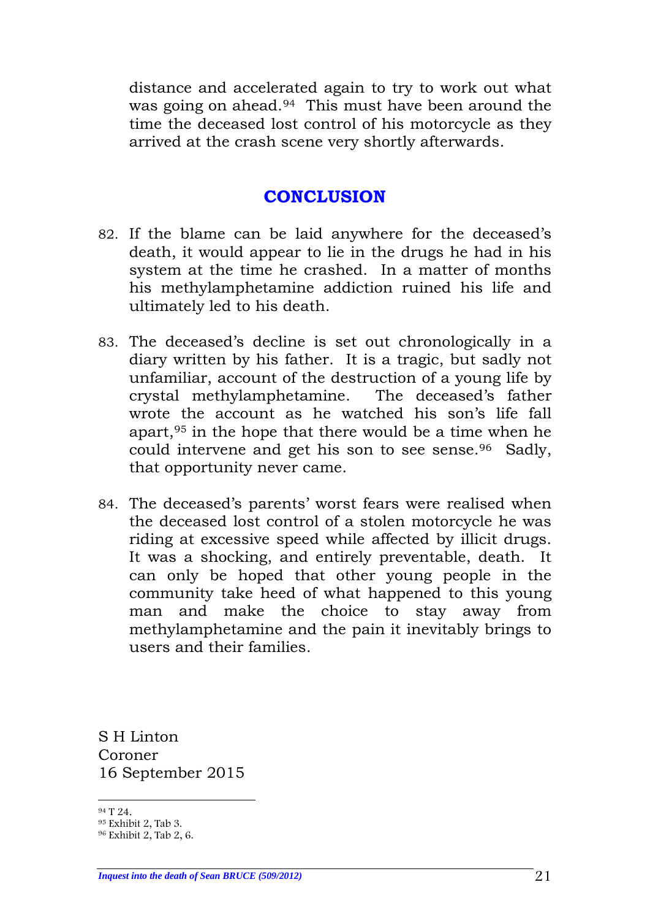distance and accelerated again to try to work out what was going on ahead.[94] This must have been around the time the deceased lost control of his motorcycle as they arrived at the crash scene very shortly afterwards.

## CONCLUSION

82. If the blame can be laid anywhere for the deceased's death, it would appear to lie in the drugs he had in his system at the time he crashed. In a matter of months his methylamphetamine addiction ruined his life and ultimately led to his death.

83. The deceased's decline is set out chronologically in a diary written by his father. It is a tragic, but sadly not unfamiliar, account of the destruction of a young life by crystal methylamphetamine. The deceased's father wrote the account as he watched his son's life fall apart,[95] in the hope that there would be a time when he could intervene and get his son to see sense.[96] Sadly, that opportunity never came.

84. The deceased's parents' worst fears were realised when the deceased lost control of a stolen motorcycle he was riding at excessive speed while affected by illicit drugs. It was a shocking, and entirely preventable, death. It can only be hoped that other young people in the community take heed of what happened to this young man and make the choice to stay away from methylamphetamine and the pain it inevitably brings to users and their families.

S H Linton
Coroner
16 September 2015

---

[94] T 24.
[95] Exhibit 2, Tab 3.
[96] Exhibit 2, Tab 2, 6.